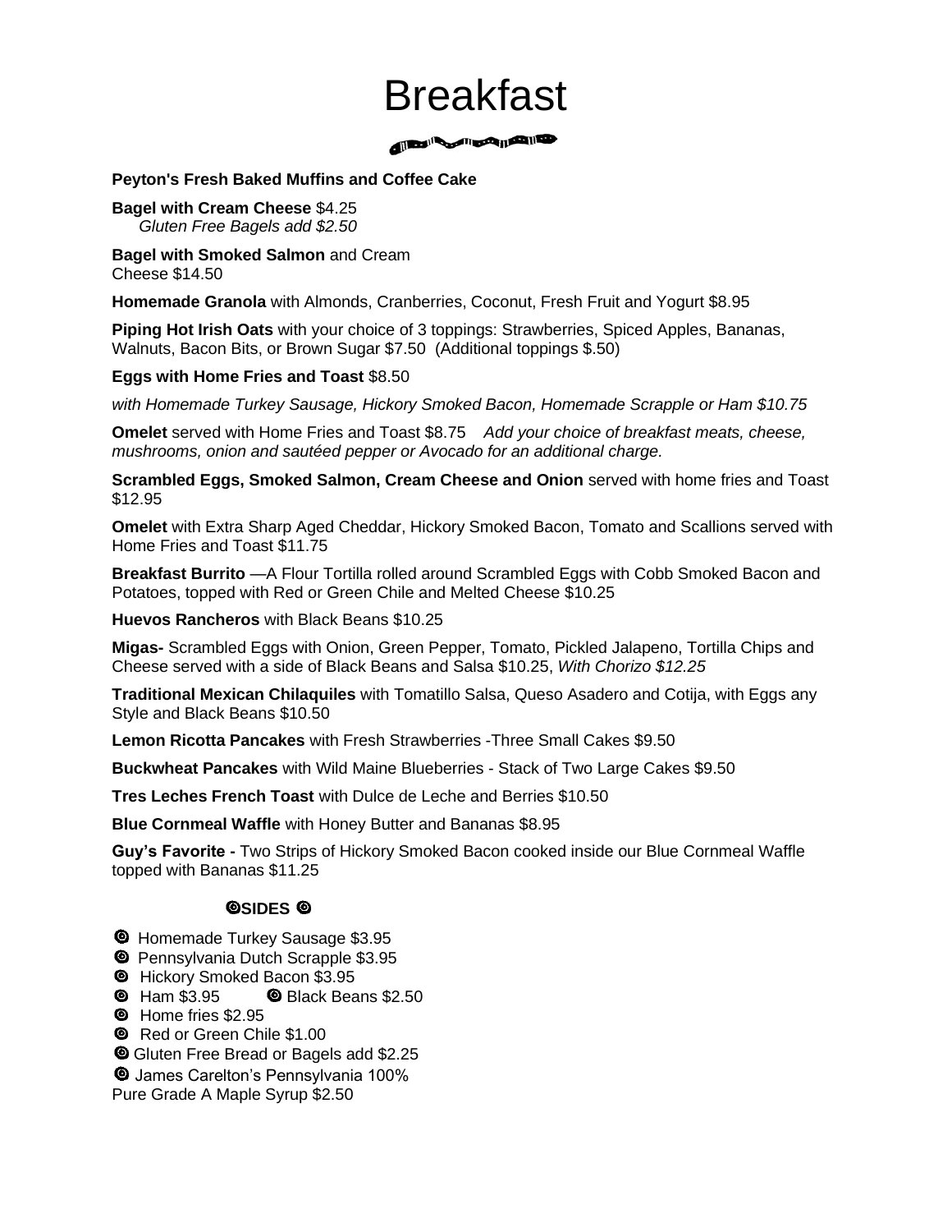# Breakfast

**Peyton's Fresh Baked Muffins and Coffee Cake**

**Bagel with Cream Cheese** $4.25
*Gluten Free Bagels add $2.50*

**Bagel with Smoked Salmon** and Cream Cheese $14.50

**Homemade Granola** with Almonds, Cranberries, Coconut, Fresh Fruit and Yogurt $8.95

**Piping Hot Irish Oats** with your choice of 3 toppings: Strawberries, Spiced Apples, Bananas, Walnuts, Bacon Bits, or Brown Sugar $7.50 (Additional toppings $.50)

**Eggs with Home Fries and Toast** $8.50

*with Homemade Turkey Sausage, Hickory Smoked Bacon, Homemade Scrapple or Ham $10.75*

**Omelet** served with Home Fries and Toast $8.75 *Add your choice of breakfast meats, cheese, mushrooms, onion and sautéed pepper or Avocado for an additional charge.*

**Scrambled Eggs, Smoked Salmon, Cream Cheese and Onion** served with home fries and Toast $12.95

**Omelet** with Extra Sharp Aged Cheddar, Hickory Smoked Bacon, Tomato and Scallions served with Home Fries and Toast $11.75

**Breakfast Burrito** —A Flour Tortilla rolled around Scrambled Eggs with Cobb Smoked Bacon and Potatoes, topped with Red or Green Chile and Melted Cheese $10.25

**Huevos Rancheros** with Black Beans $10.25

**Migas-** Scrambled Eggs with Onion, Green Pepper, Tomato, Pickled Jalapeno, Tortilla Chips and Cheese served with a side of Black Beans and Salsa $10.25, *With Chorizo $12.25*

**Traditional Mexican Chilaquiles** with Tomatillo Salsa, Queso Asadero and Cotija, with Eggs any Style and Black Beans $10.50

**Lemon Ricotta Pancakes** with Fresh Strawberries -Three Small Cakes $9.50

**Buckwheat Pancakes** with Wild Maine Blueberries - Stack of Two Large Cakes $9.50

**Tres Leches French Toast** with Dulce de Leche and Berries $10.50

**Blue Cornmeal Waffle** with Honey Butter and Bananas $8.95

**Guy's Favorite -** Two Strips of Hickory Smoked Bacon cooked inside our Blue Cornmeal Waffle topped with Bananas $11.25

## SIDES

- Homemade Turkey Sausage $3.95
- Pennsylvania Dutch Scrapple $3.95
- Hickory Smoked Bacon $3.95
- Ham $3.95
- Black Beans $2.50
- Home fries $2.95
- Red or Green Chile $1.00
- Gluten Free Bread or Bagels add $2.25
- James Carelton's Pennsylvania 100% Pure Grade A Maple Syrup $2.50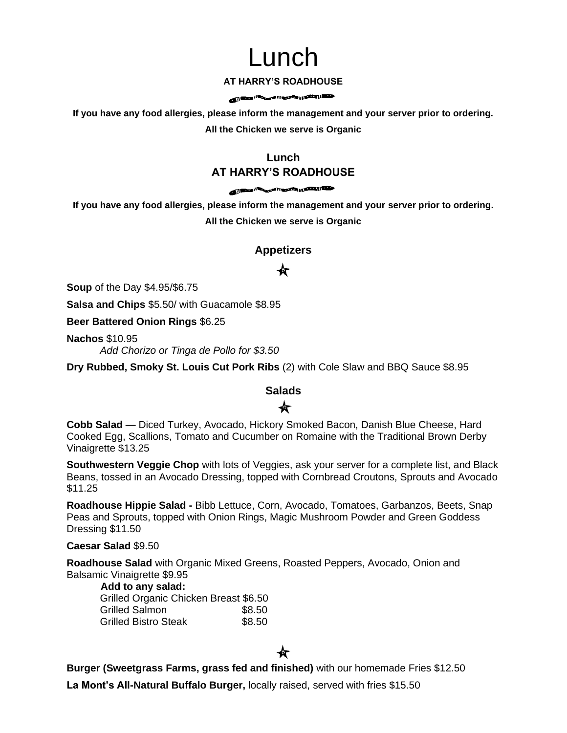# Lunch

**AT HARRY'S ROADHOUSE**

**If you have any food allergies, please inform the management and your server prior to ordering.**

**All the Chicken we serve is Organic**

## Lunch
## AT HARRY'S ROADHOUSE

**If you have any food allergies, please inform the management and your server prior to ordering.**

**All the Chicken we serve is Organic**

### Appetizers

**Soup** of the Day $4.95/$6.75

**Salsa and Chips** $5.50/ with Guacamole $8.95

**Beer Battered Onion Rings** $6.25

**Nachos** $10.95
*Add Chorizo or Tinga de Pollo for $3.50*

**Dry Rubbed, Smoky St. Louis Cut Pork Ribs** (2) with Cole Slaw and BBQ Sauce $8.95

### Salads

**Cobb Salad** — Diced Turkey, Avocado, Hickory Smoked Bacon, Danish Blue Cheese, Hard Cooked Egg, Scallions, Tomato and Cucumber on Romaine with the Traditional Brown Derby Vinaigrette $13.25

**Southwestern Veggie Chop** with lots of Veggies, ask your server for a complete list, and Black Beans, tossed in an Avocado Dressing, topped with Cornbread Croutons, Sprouts and Avocado $11.25

**Roadhouse Hippie Salad -** Bibb Lettuce, Corn, Avocado, Tomatoes, Garbanzos, Beets, Snap Peas and Sprouts, topped with Onion Rings, Magic Mushroom Powder and Green Goddess Dressing $11.50

**Caesar Salad** $9.50

**Roadhouse Salad** with Organic Mixed Greens, Roasted Peppers, Avocado, Onion and Balsamic Vinaigrette $9.95

**Add to any salad:**

Grilled Organic Chicken Breast $6.50
Grilled Salmon $8.50
Grilled Bistro Steak $8.50

**Burger (Sweetgrass Farms, grass fed and finished)** with our homemade Fries $12.50

**La Mont's All-Natural Buffalo Burger,** locally raised, served with fries $15.50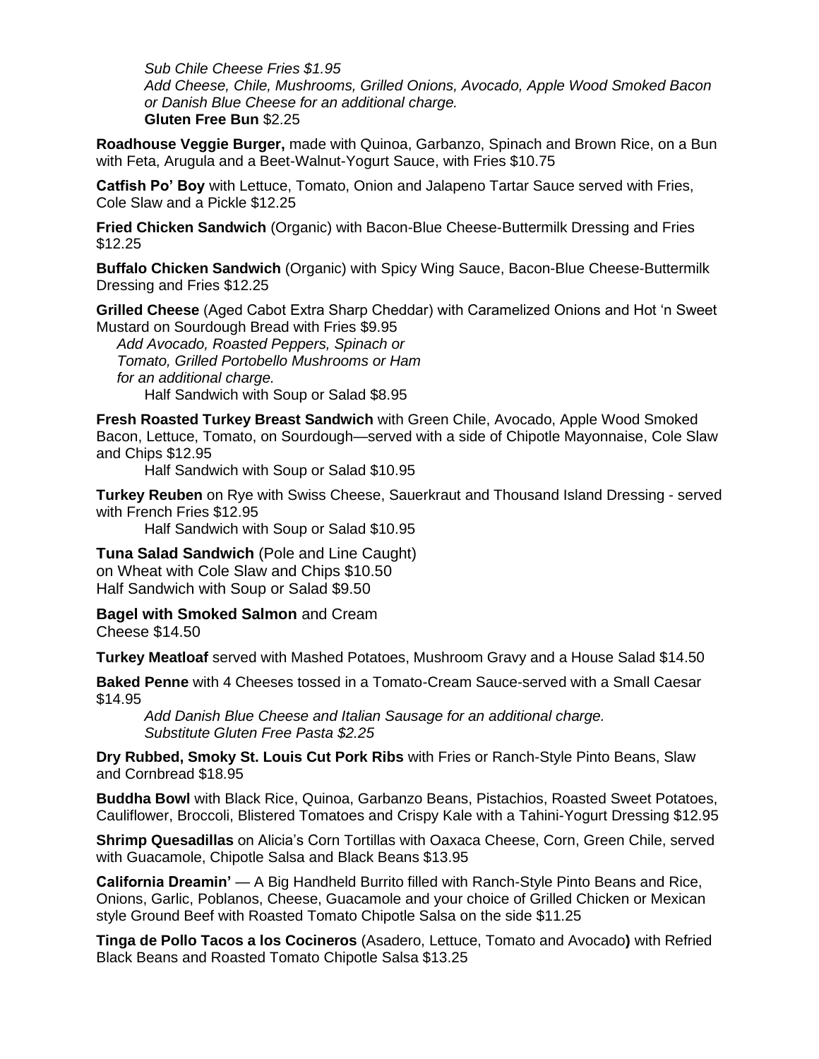*Sub Chile Cheese Fries $1.95*
*Add Cheese, Chile, Mushrooms, Grilled Onions, Avocado, Apple Wood Smoked Bacon or Danish Blue Cheese for an additional charge.*
**Gluten Free Bun** $2.25

**Roadhouse Veggie Burger,** made with Quinoa, Garbanzo, Spinach and Brown Rice, on a Bun with Feta, Arugula and a Beet-Walnut-Yogurt Sauce, with Fries $10.75

**Catfish Po' Boy** with Lettuce, Tomato, Onion and Jalapeno Tartar Sauce served with Fries, Cole Slaw and a Pickle $12.25

**Fried Chicken Sandwich** (Organic) with Bacon-Blue Cheese-Buttermilk Dressing and Fries $12.25

**Buffalo Chicken Sandwich** (Organic) with Spicy Wing Sauce, Bacon-Blue Cheese-Buttermilk Dressing and Fries $12.25

**Grilled Cheese** (Aged Cabot Extra Sharp Cheddar) with Caramelized Onions and Hot 'n Sweet Mustard on Sourdough Bread with Fries $9.95
*Add Avocado, Roasted Peppers, Spinach or Tomato, Grilled Portobello Mushrooms or Ham for an additional charge.*
Half Sandwich with Soup or Salad $8.95

**Fresh Roasted Turkey Breast Sandwich** with Green Chile, Avocado, Apple Wood Smoked Bacon, Lettuce, Tomato, on Sourdough—served with a side of Chipotle Mayonnaise, Cole Slaw and Chips $12.95
Half Sandwich with Soup or Salad $10.95

**Turkey Reuben** on Rye with Swiss Cheese, Sauerkraut and Thousand Island Dressing - served with French Fries $12.95
Half Sandwich with Soup or Salad $10.95

**Tuna Salad Sandwich** (Pole and Line Caught) on Wheat with Cole Slaw and Chips $10.50
Half Sandwich with Soup or Salad $9.50

**Bagel with Smoked Salmon** and Cream Cheese $14.50

**Turkey Meatloaf** served with Mashed Potatoes, Mushroom Gravy and a House Salad $14.50

**Baked Penne** with 4 Cheeses tossed in a Tomato-Cream Sauce-served with a Small Caesar $14.95
*Add Danish Blue Cheese and Italian Sausage for an additional charge.*
*Substitute Gluten Free Pasta $2.25*

**Dry Rubbed, Smoky St. Louis Cut Pork Ribs** with Fries or Ranch-Style Pinto Beans, Slaw and Cornbread $18.95

**Buddha Bowl** with Black Rice, Quinoa, Garbanzo Beans, Pistachios, Roasted Sweet Potatoes, Cauliflower, Broccoli, Blistered Tomatoes and Crispy Kale with a Tahini-Yogurt Dressing $12.95

**Shrimp Quesadillas** on Alicia's Corn Tortillas with Oaxaca Cheese, Corn, Green Chile, served with Guacamole, Chipotle Salsa and Black Beans $13.95

**California Dreamin'** — A Big Handheld Burrito filled with Ranch-Style Pinto Beans and Rice, Onions, Garlic, Poblanos, Cheese, Guacamole and your choice of Grilled Chicken or Mexican style Ground Beef with Roasted Tomato Chipotle Salsa on the side $11.25

**Tinga de Pollo Tacos a los Cocineros** (Asadero, Lettuce, Tomato and Avocado**)** with Refried Black Beans and Roasted Tomato Chipotle Salsa $13.25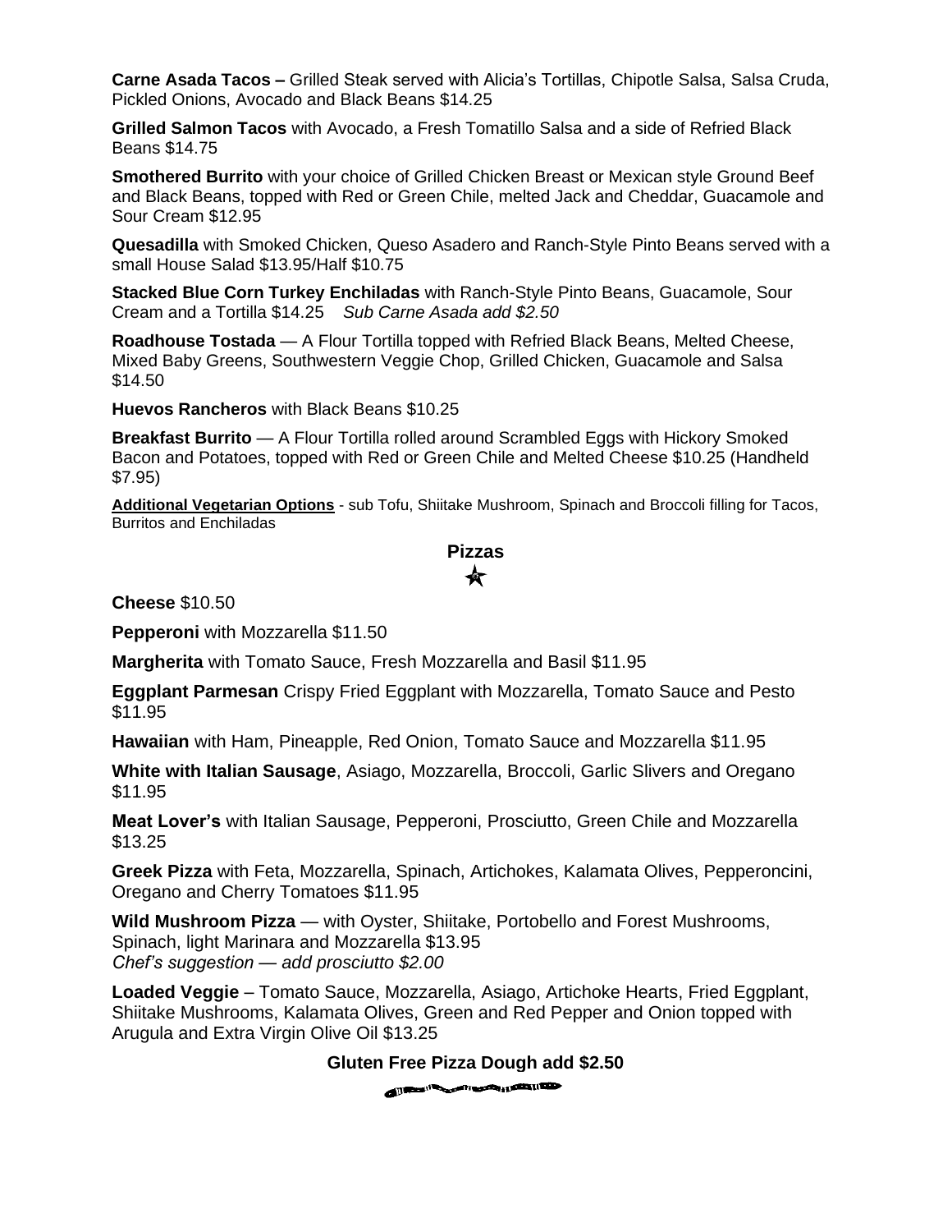**Carne Asada Tacos –** Grilled Steak served with Alicia's Tortillas, Chipotle Salsa, Salsa Cruda, Pickled Onions, Avocado and Black Beans $14.25

**Grilled Salmon Tacos** with Avocado, a Fresh Tomatillo Salsa and a side of Refried Black Beans $14.75

**Smothered Burrito** with your choice of Grilled Chicken Breast or Mexican style Ground Beef and Black Beans, topped with Red or Green Chile, melted Jack and Cheddar, Guacamole and Sour Cream $12.95

**Quesadilla** with Smoked Chicken, Queso Asadero and Ranch-Style Pinto Beans served with a small House Salad $13.95/Half $10.75

**Stacked Blue Corn Turkey Enchiladas** with Ranch-Style Pinto Beans, Guacamole, Sour Cream and a Tortilla $14.25 *Sub Carne Asada add $2.50*

**Roadhouse Tostada** — A Flour Tortilla topped with Refried Black Beans, Melted Cheese, Mixed Baby Greens, Southwestern Veggie Chop, Grilled Chicken, Guacamole and Salsa $14.50

**Huevos Rancheros** with Black Beans $10.25

**Breakfast Burrito** — A Flour Tortilla rolled around Scrambled Eggs with Hickory Smoked Bacon and Potatoes, topped with Red or Green Chile and Melted Cheese $10.25 (Handheld $7.95)

**Additional Vegetarian Options** - sub Tofu, Shiitake Mushroom, Spinach and Broccoli filling for Tacos, Burritos and Enchiladas

## Pizzas

**Cheese** $10.50

**Pepperoni** with Mozzarella $11.50

**Margherita** with Tomato Sauce, Fresh Mozzarella and Basil $11.95

**Eggplant Parmesan** Crispy Fried Eggplant with Mozzarella, Tomato Sauce and Pesto $11.95

**Hawaiian** with Ham, Pineapple, Red Onion, Tomato Sauce and Mozzarella $11.95

**White with Italian Sausage**, Asiago, Mozzarella, Broccoli, Garlic Slivers and Oregano $11.95

**Meat Lover's** with Italian Sausage, Pepperoni, Prosciutto, Green Chile and Mozzarella $13.25

**Greek Pizza** with Feta, Mozzarella, Spinach, Artichokes, Kalamata Olives, Pepperoncini, Oregano and Cherry Tomatoes $11.95

**Wild Mushroom Pizza** — with Oyster, Shiitake, Portobello and Forest Mushrooms, Spinach, light Marinara and Mozzarella $13.95
*Chef's suggestion — add prosciutto $2.00*

**Loaded Veggie** – Tomato Sauce, Mozzarella, Asiago, Artichoke Hearts, Fried Eggplant, Shiitake Mushrooms, Kalamata Olives, Green and Red Pepper and Onion topped with Arugula and Extra Virgin Olive Oil $13.25

**Gluten Free Pizza Dough add $2.50**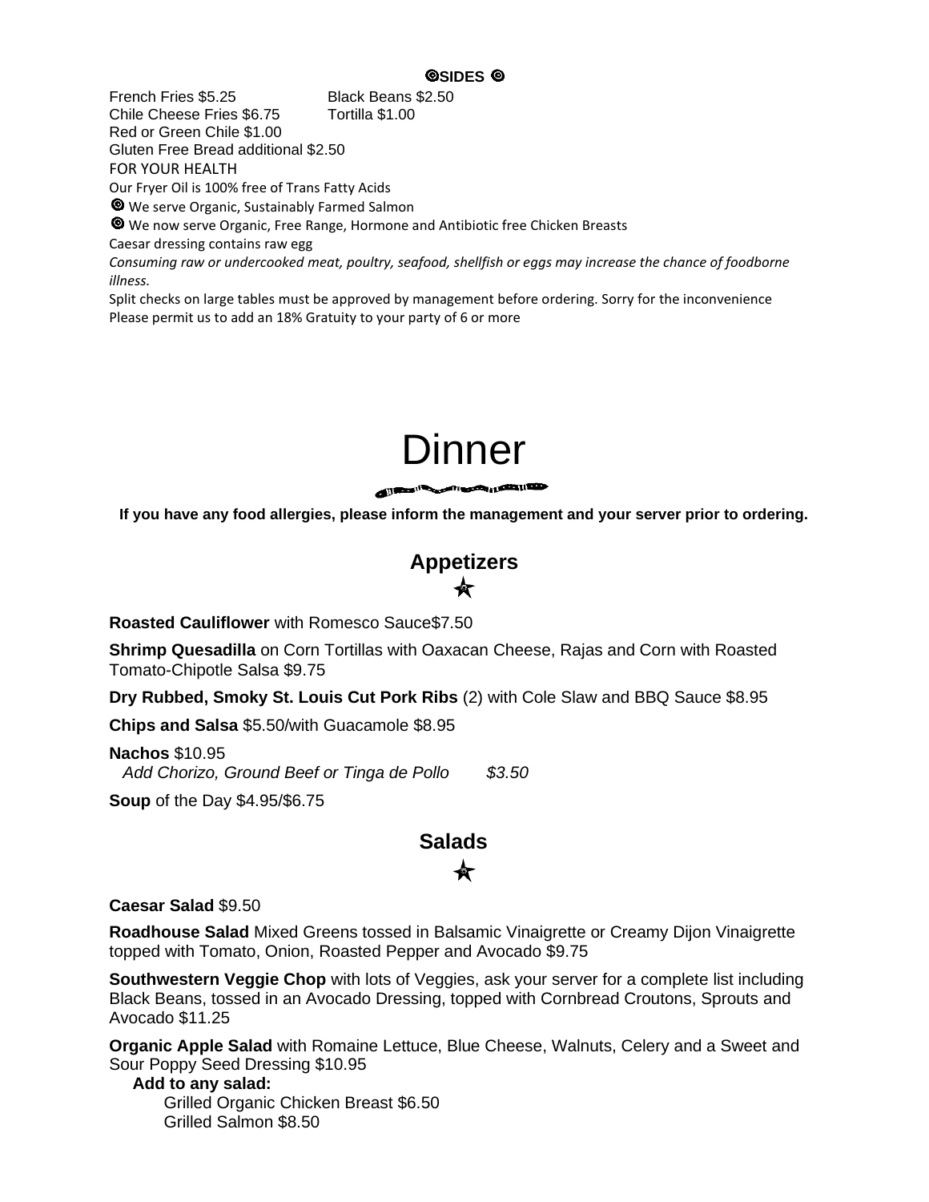## ◎SIDES ◎

French Fries $5.25
Black Beans $2.50
Chile Cheese Fries $6.75
Tortilla $1.00
Red or Green Chile $1.00
Gluten Free Bread additional $2.50

FOR YOUR HEALTH

Our Fryer Oil is 100% free of Trans Fatty Acids

◎ We serve Organic, Sustainably Farmed Salmon

◎ We now serve Organic, Free Range, Hormone and Antibiotic free Chicken Breasts

Caesar dressing contains raw egg

*Consuming raw or undercooked meat, poultry, seafood, shellfish or eggs may increase the chance of foodborne illness.*

Split checks on large tables must be approved by management before ordering. Sorry for the inconvenience

Please permit us to add an 18% Gratuity to your party of 6 or more

# Dinner

**If you have any food allergies, please inform the management and your server prior to ordering.**

## Appetizers

**Roasted Cauliflower** with Romesco Sauce$7.50

**Shrimp Quesadilla** on Corn Tortillas with Oaxacan Cheese, Rajas and Corn with Roasted Tomato-Chipotle Salsa $9.75

**Dry Rubbed, Smoky St. Louis Cut Pork Ribs** (2) with Cole Slaw and BBQ Sauce $8.95

**Chips and Salsa** $5.50/with Guacamole $8.95

**Nachos** $10.95
*Add Chorizo, Ground Beef or Tinga de Pollo $3.50*

**Soup** of the Day $4.95/$6.75

## Salads

**Caesar Salad** $9.50

**Roadhouse Salad** Mixed Greens tossed in Balsamic Vinaigrette or Creamy Dijon Vinaigrette topped with Tomato, Onion, Roasted Pepper and Avocado $9.75

**Southwestern Veggie Chop** with lots of Veggies, ask your server for a complete list including Black Beans, tossed in an Avocado Dressing, topped with Cornbread Croutons, Sprouts and Avocado $11.25

**Organic Apple Salad** with Romaine Lettuce, Blue Cheese, Walnuts, Celery and a Sweet and Sour Poppy Seed Dressing $10.95

**Add to any salad:**
Grilled Organic Chicken Breast $6.50
Grilled Salmon $8.50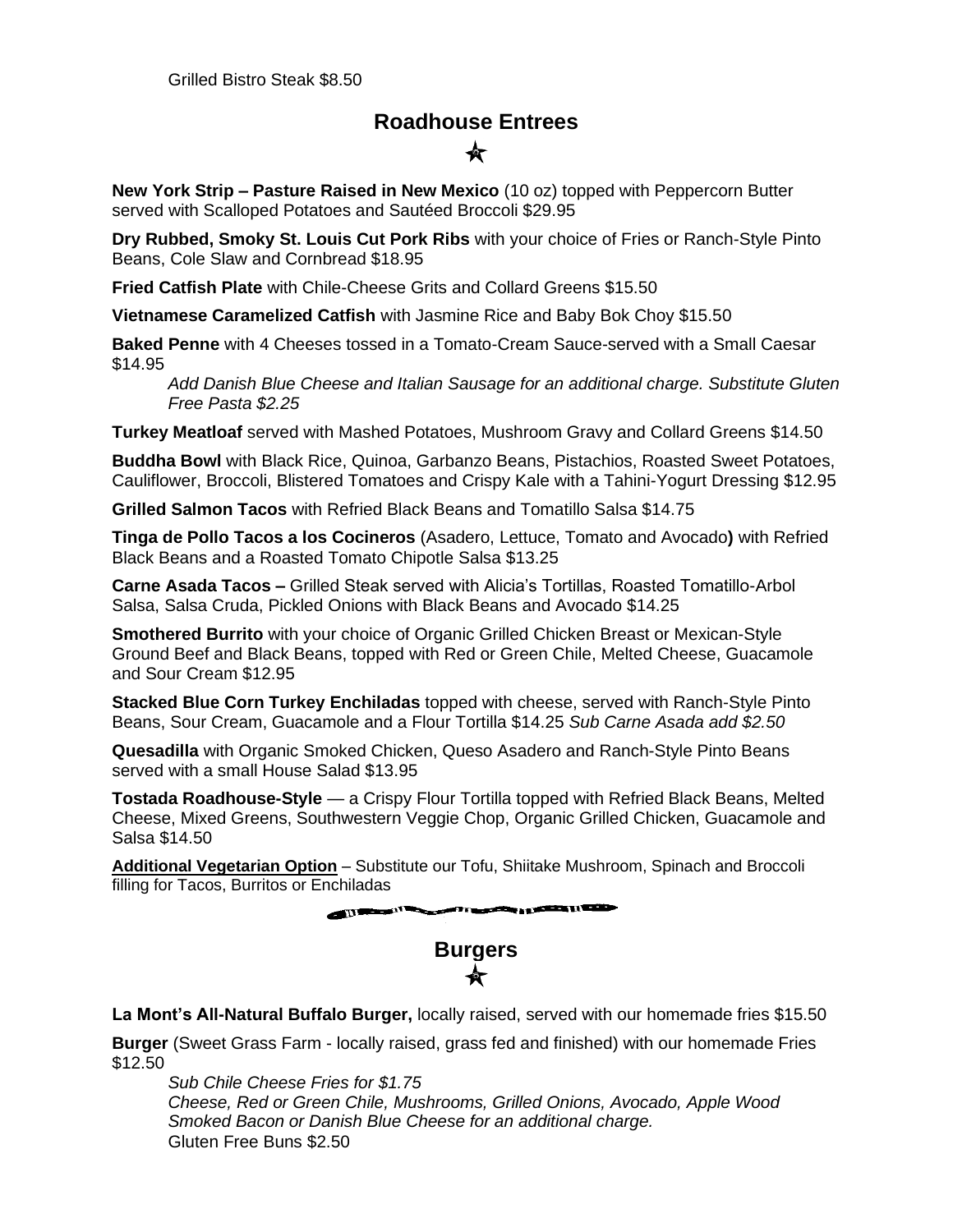Grilled Bistro Steak $8.50

## Roadhouse Entrees

**New York Strip – Pasture Raised in New Mexico** (10 oz) topped with Peppercorn Butter served with Scalloped Potatoes and Sautéed Broccoli $29.95

**Dry Rubbed, Smoky St. Louis Cut Pork Ribs** with your choice of Fries or Ranch-Style Pinto Beans, Cole Slaw and Cornbread $18.95

**Fried Catfish Plate** with Chile-Cheese Grits and Collard Greens $15.50

**Vietnamese Caramelized Catfish** with Jasmine Rice and Baby Bok Choy $15.50

**Baked Penne** with 4 Cheeses tossed in a Tomato-Cream Sauce-served with a Small Caesar $14.95

*Add Danish Blue Cheese and Italian Sausage for an additional charge. Substitute Gluten Free Pasta $2.25*

**Turkey Meatloaf** served with Mashed Potatoes, Mushroom Gravy and Collard Greens $14.50

**Buddha Bowl** with Black Rice, Quinoa, Garbanzo Beans, Pistachios, Roasted Sweet Potatoes, Cauliflower, Broccoli, Blistered Tomatoes and Crispy Kale with a Tahini-Yogurt Dressing $12.95

**Grilled Salmon Tacos** with Refried Black Beans and Tomatillo Salsa $14.75

**Tinga de Pollo Tacos a los Cocineros** (Asadero, Lettuce, Tomato and Avocado**)** with Refried Black Beans and a Roasted Tomato Chipotle Salsa $13.25

**Carne Asada Tacos –** Grilled Steak served with Alicia's Tortillas, Roasted Tomatillo-Arbol Salsa, Salsa Cruda, Pickled Onions with Black Beans and Avocado $14.25

**Smothered Burrito** with your choice of Organic Grilled Chicken Breast or Mexican-Style Ground Beef and Black Beans, topped with Red or Green Chile, Melted Cheese, Guacamole and Sour Cream $12.95

**Stacked Blue Corn Turkey Enchiladas** topped with cheese, served with Ranch-Style Pinto Beans, Sour Cream, Guacamole and a Flour Tortilla $14.25 *Sub Carne Asada add $2.50*

**Quesadilla** with Organic Smoked Chicken, Queso Asadero and Ranch-Style Pinto Beans served with a small House Salad $13.95

**Tostada Roadhouse-Style** — a Crispy Flour Tortilla topped with Refried Black Beans, Melted Cheese, Mixed Greens, Southwestern Veggie Chop, Organic Grilled Chicken, Guacamole and Salsa $14.50

**Additional Vegetarian Option** – Substitute our Tofu, Shiitake Mushroom, Spinach and Broccoli filling for Tacos, Burritos or Enchiladas

## Burgers

**La Mont's All-Natural Buffalo Burger,** locally raised, served with our homemade fries $15.50

**Burger** (Sweet Grass Farm - locally raised, grass fed and finished) with our homemade Fries $12.50

*Sub Chile Cheese Fries for $1.75*
*Cheese, Red or Green Chile, Mushrooms, Grilled Onions, Avocado, Apple Wood Smoked Bacon or Danish Blue Cheese for an additional charge.*
Gluten Free Buns $2.50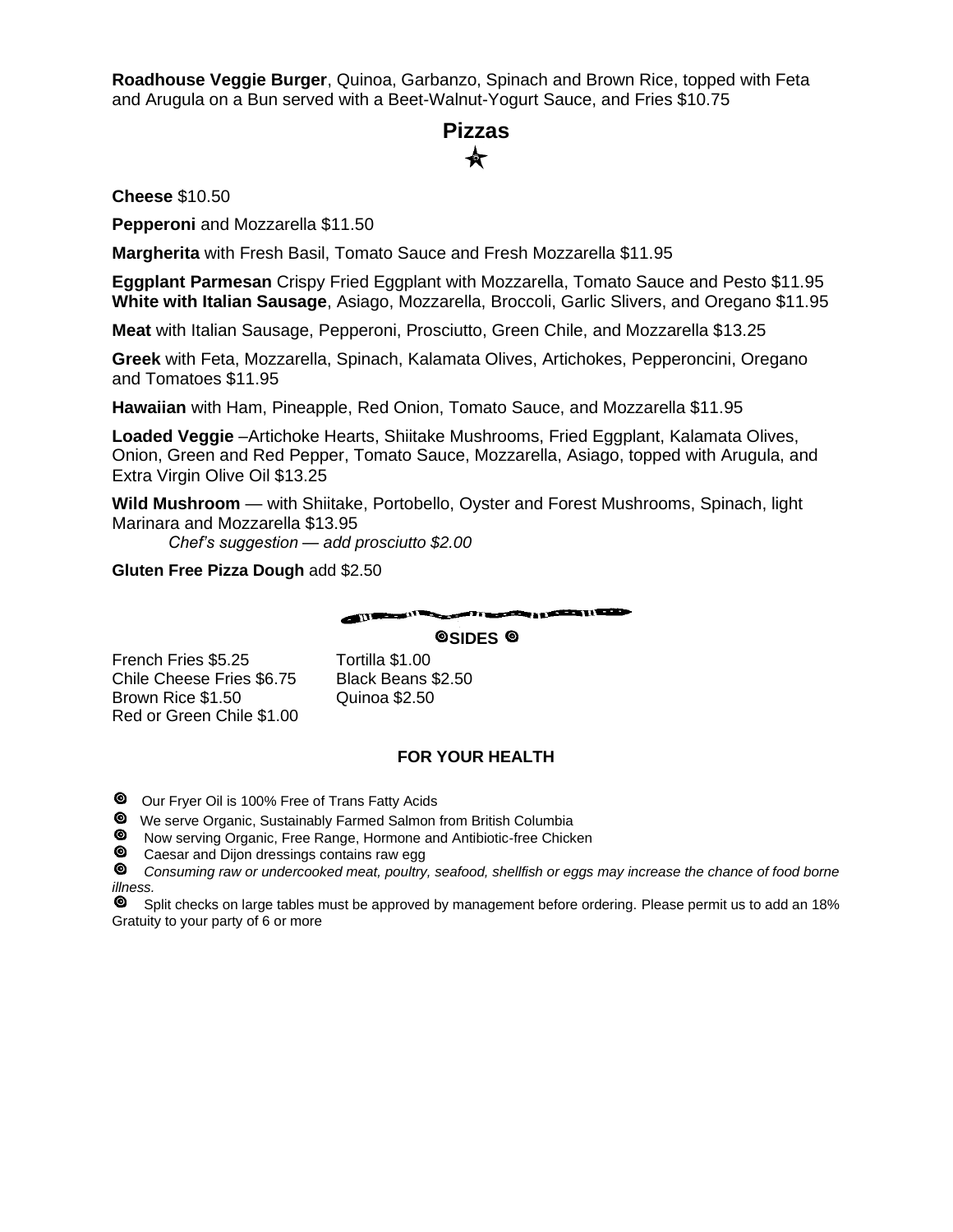**Roadhouse Veggie Burger**, Quinoa, Garbanzo, Spinach and Brown Rice, topped with Feta and Arugula on a Bun served with a Beet-Walnut-Yogurt Sauce, and Fries $10.75

## Pizzas

**Cheese** $10.50

**Pepperoni** and Mozzarella $11.50

**Margherita** with Fresh Basil, Tomato Sauce and Fresh Mozzarella $11.95

**Eggplant Parmesan** Crispy Fried Eggplant with Mozzarella, Tomato Sauce and Pesto $11.95
**White with Italian Sausage**, Asiago, Mozzarella, Broccoli, Garlic Slivers, and Oregano $11.95

**Meat** with Italian Sausage, Pepperoni, Prosciutto, Green Chile, and Mozzarella $13.25

**Greek** with Feta, Mozzarella, Spinach, Kalamata Olives, Artichokes, Pepperoncini, Oregano and Tomatoes $11.95

**Hawaiian** with Ham, Pineapple, Red Onion, Tomato Sauce, and Mozzarella $11.95

**Loaded Veggie** –Artichoke Hearts, Shiitake Mushrooms, Fried Eggplant, Kalamata Olives, Onion, Green and Red Pepper, Tomato Sauce, Mozzarella, Asiago, topped with Arugula, and Extra Virgin Olive Oil $13.25

**Wild Mushroom** — with Shiitake, Portobello, Oyster and Forest Mushrooms, Spinach, light Marinara and Mozzarella $13.95
*Chef's suggestion — add prosciutto $2.00*

**Gluten Free Pizza Dough** add $2.50

### SIDES

French Fries $5.25
Chile Cheese Fries $6.75
Brown Rice $1.50
Red or Green Chile $1.00
Tortilla $1.00
Black Beans $2.50
Quinoa $2.50

### FOR YOUR HEALTH

- Our Fryer Oil is 100% Free of Trans Fatty Acids
- We serve Organic, Sustainably Farmed Salmon from British Columbia
- Now serving Organic, Free Range, Hormone and Antibiotic-free Chicken
- Caesar and Dijon dressings contains raw egg
- *Consuming raw or undercooked meat, poultry, seafood, shellfish or eggs may increase the chance of food borne illness.*
- Split checks on large tables must be approved by management before ordering. Please permit us to add an 18% Gratuity to your party of 6 or more